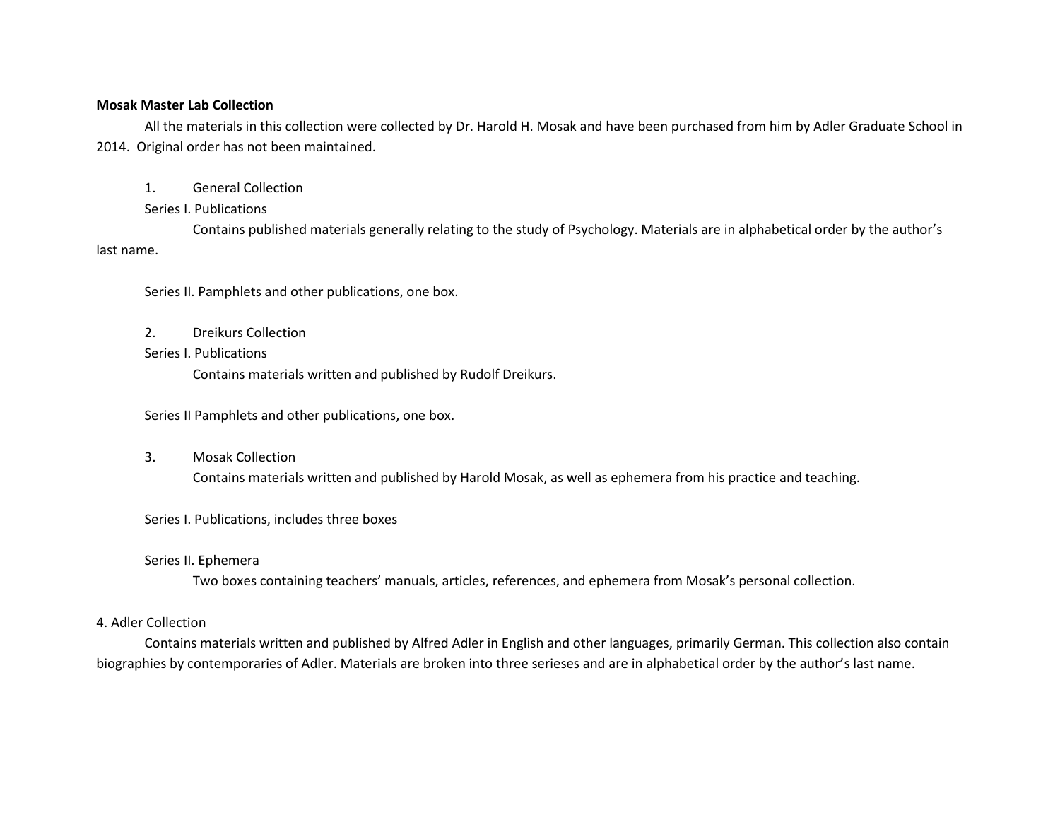**Mosak Master Lab Collection**

All the materials in this collection were collected by Dr. Harold H. Mosak and have been purchased from him by Adler Graduate School in 2014. Original order has not been maintained.

1. General Collection

Series I. Publications

Contains published materials generally relating to the study of Psychology. Materials are in alphabetical order by the author's last name.

Series II. Pamphlets and other publications, one box.

2. Dreikurs Collection

Series I. Publications

Contains materials written and published by Rudolf Dreikurs.

Series II Pamphlets and other publications, one box.

3. Mosak Collection

Contains materials written and published by Harold Mosak, as well as ephemera from his practice and teaching.

Series I. Publications, includes three boxes

Series II. Ephemera

Two boxes containing teachers' manuals, articles, references, and ephemera from Mosak's personal collection.

4. Adler Collection

Contains materials written and published by Alfred Adler in English and other languages, primarily German. This collection also contain biographies by contemporaries of Adler. Materials are broken into three serieses and are in alphabetical order by the author's last name.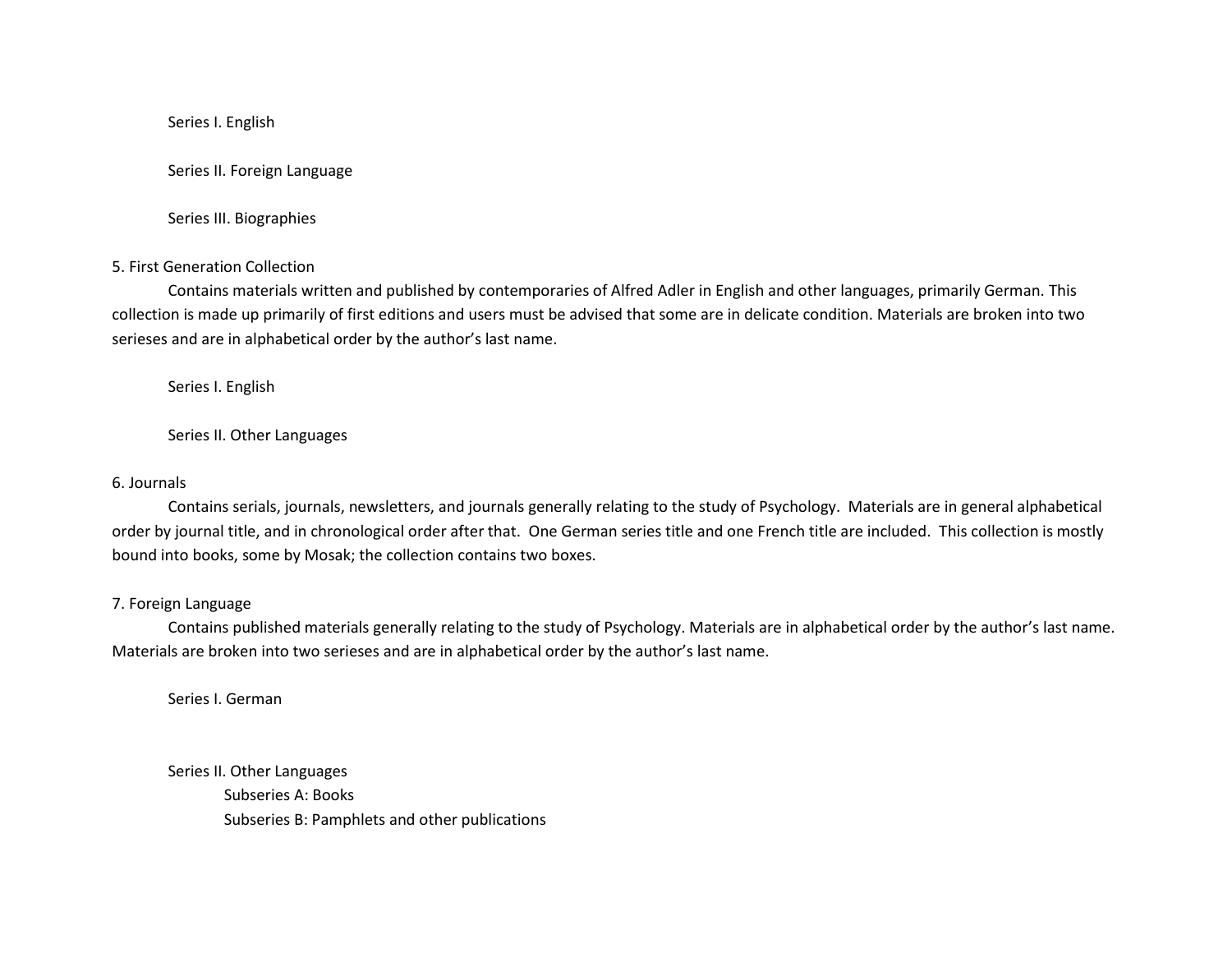Series I. English

Series II. Foreign Language

Series III. Biographies

5. First Generation Collection

Contains materials written and published by contemporaries of Alfred Adler in English and other languages, primarily German. This collection is made up primarily of first editions and users must be advised that some are in delicate condition. Materials are broken into two serieses and are in alphabetical order by the author's last name.

Series I. English

Series II. Other Languages

6. Journals

Contains serials, journals, newsletters, and journals generally relating to the study of Psychology. Materials are in general alphabetical order by journal title, and in chronological order after that. One German series title and one French title are included. This collection is mostly bound into books, some by Mosak; the collection contains two boxes.

7. Foreign Language

Contains published materials generally relating to the study of Psychology. Materials are in alphabetical order by the author's last name. Materials are broken into two serieses and are in alphabetical order by the author's last name.

Series I. German

Series II. Other Languages
- Subseries A: Books
- Subseries B: Pamphlets and other publications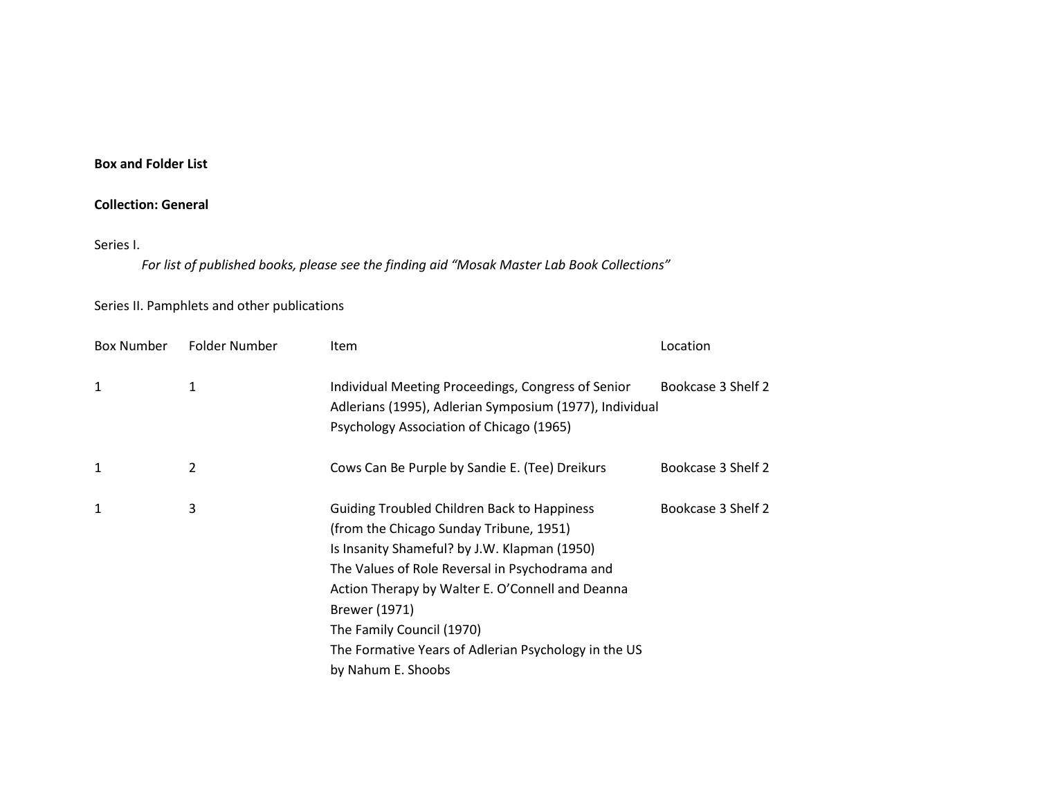**Box and Folder List**

**Collection: General**

Series I.

*For list of published books, please see the finding aid "Mosak Master Lab Book Collections"*

Series II. Pamphlets and other publications

| Box Number | Folder Number | Item | Location |
|---|---|---|---|
| 1 | 1 | Individual Meeting Proceedings, Congress of Senior Adlerians (1995), Adlerian Symposium (1977), Individual Psychology Association of Chicago (1965) | Bookcase 3 Shelf 2 |
| 1 | 2 | Cows Can Be Purple by Sandie E. (Tee) Dreikurs | Bookcase 3 Shelf 2 |
| 1 | 3 | Guiding Troubled Children Back to Happiness (from the Chicago Sunday Tribune, 1951)<br>Is Insanity Shameful? by J.W. Klapman (1950)<br>The Values of Role Reversal in Psychodrama and Action Therapy by Walter E. O'Connell and Deanna Brewer (1971)<br>The Family Council (1970)<br>The Formative Years of Adlerian Psychology in the US by Nahum E. Shoobs | Bookcase 3 Shelf 2 |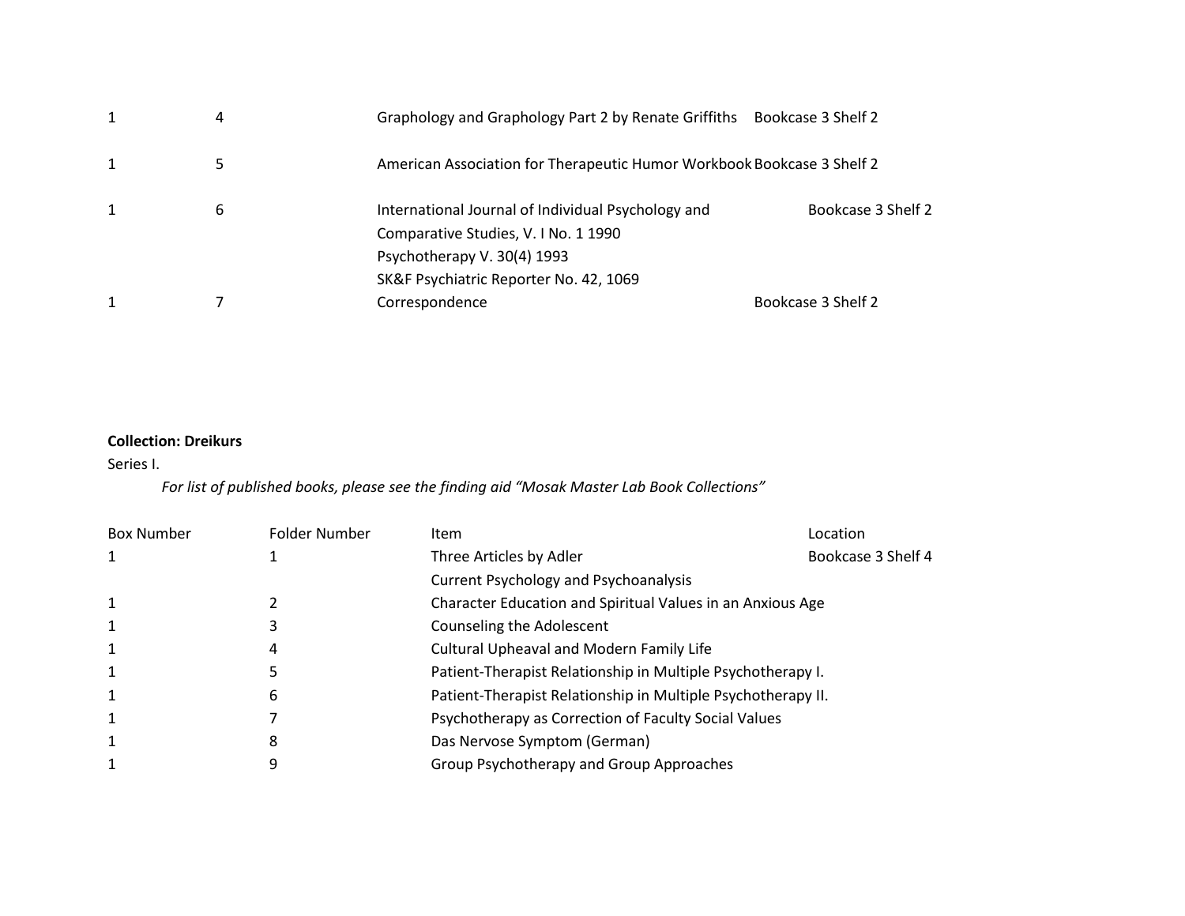| | | | |
|---|---|---|---|
| 1 | 4 | Graphology and Graphology Part 2 by Renate Griffiths | Bookcase 3 Shelf 2 |
| 1 | 5 | American Association for Therapeutic Humor Workbook | Bookcase 3 Shelf 2 |
| 1 | 6 | International Journal of Individual Psychology and Comparative Studies, V. I No. 1 1990<br>Psychotherapy V. 30(4) 1993<br>SK&F Psychiatric Reporter No. 42, 1069 | Bookcase 3 Shelf 2 |
| 1 | 7 | Correspondence | Bookcase 3 Shelf 2 |

**Collection: Dreikurs**

Series I.

*For list of published books, please see the finding aid "Mosak Master Lab Book Collections"*

| Box Number | Folder Number | Item | Location |
|---|---|---|---|
| 1 | 1 | Three Articles by Adler<br>Current Psychology and Psychoanalysis | Bookcase 3 Shelf 4 |
| 1 | 2 | Character Education and Spiritual Values in an Anxious Age | |
| 1 | 3 | Counseling the Adolescent | |
| 1 | 4 | Cultural Upheaval and Modern Family Life | |
| 1 | 5 | Patient-Therapist Relationship in Multiple Psychotherapy I. | |
| 1 | 6 | Patient-Therapist Relationship in Multiple Psychotherapy II. | |
| 1 | 7 | Psychotherapy as Correction of Faculty Social Values | |
| 1 | 8 | Das Nervose Symptom (German) | |
| 1 | 9 | Group Psychotherapy and Group Approaches | |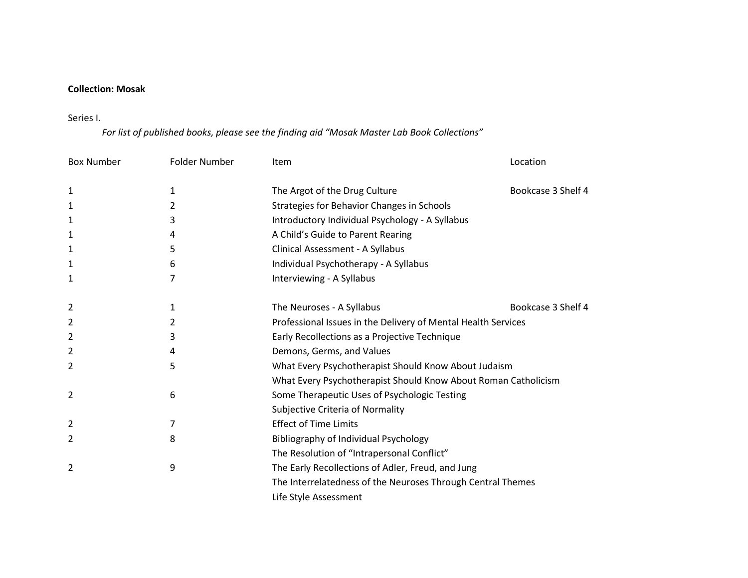**Collection: Mosak**

Series I.

*For list of published books, please see the finding aid "Mosak Master Lab Book Collections"*

| Box Number | Folder Number | Item | Location |
|---|---|---|---|
| 1 | 1 | The Argot of the Drug Culture | Bookcase 3 Shelf 4 |
| 1 | 2 | Strategies for Behavior Changes in Schools | |
| 1 | 3 | Introductory Individual Psychology - A Syllabus | |
| 1 | 4 | A Child's Guide to Parent Rearing | |
| 1 | 5 | Clinical Assessment - A Syllabus | |
| 1 | 6 | Individual Psychotherapy - A Syllabus | |
| 1 | 7 | Interviewing - A Syllabus | |
| 2 | 1 | The Neuroses - A Syllabus | Bookcase 3 Shelf 4 |
| 2 | 2 | Professional Issues in the Delivery of Mental Health Services | |
| 2 | 3 | Early Recollections as a Projective Technique | |
| 2 | 4 | Demons, Germs, and Values | |
| 2 | 5 | What Every Psychotherapist Should Know About Judaism | |
| | | What Every Psychotherapist Should Know About Roman Catholicism | |
| 2 | 6 | Some Therapeutic Uses of Psychologic Testing | |
| | | Subjective Criteria of Normality | |
| 2 | 7 | Effect of Time Limits | |
| 2 | 8 | Bibliography of Individual Psychology | |
| | | The Resolution of "Intrapersonal Conflict" | |
| 2 | 9 | The Early Recollections of Adler, Freud, and Jung | |
| | | The Interrelatedness of the Neuroses Through Central Themes | |
| | | Life Style Assessment | |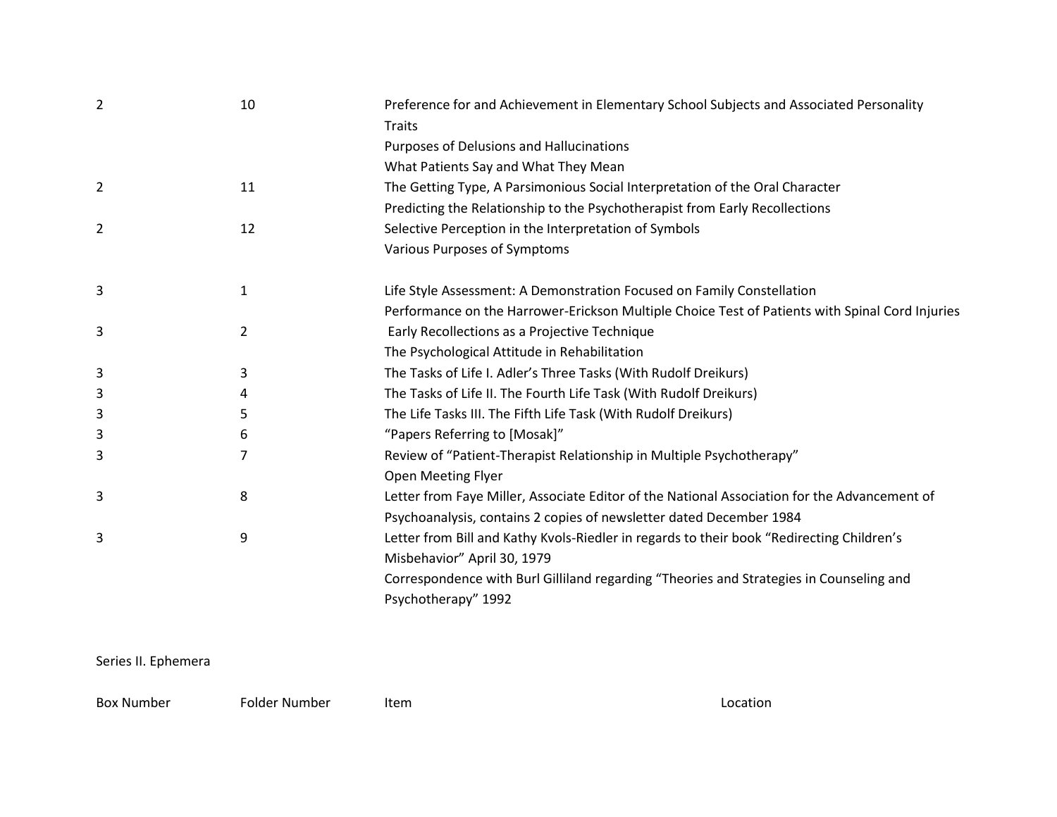| | | |
|---|---|---|
| 2 | 10 | Preference for and Achievement in Elementary School Subjects and Associated Personality Traits |
| | | Purposes of Delusions and Hallucinations |
| | | What Patients Say and What They Mean |
| 2 | 11 | The Getting Type, A Parsimonious Social Interpretation of the Oral Character |
| | | Predicting the Relationship to the Psychotherapist from Early Recollections |
| 2 | 12 | Selective Perception in the Interpretation of Symbols |
| | | Various Purposes of Symptoms |
| 3 | 1 | Life Style Assessment: A Demonstration Focused on Family Constellation |
| | | Performance on the Harrower-Erickson Multiple Choice Test of Patients with Spinal Cord Injuries |
| 3 | 2 | Early Recollections as a Projective Technique |
| | | The Psychological Attitude in Rehabilitation |
| 3 | 3 | The Tasks of Life I. Adler's Three Tasks (With Rudolf Dreikurs) |
| 3 | 4 | The Tasks of Life II. The Fourth Life Task (With Rudolf Dreikurs) |
| 3 | 5 | The Life Tasks III. The Fifth Life Task (With Rudolf Dreikurs) |
| 3 | 6 | "Papers Referring to [Mosak]" |
| 3 | 7 | Review of "Patient-Therapist Relationship in Multiple Psychotherapy" |
| | | Open Meeting Flyer |
| 3 | 8 | Letter from Faye Miller, Associate Editor of the National Association for the Advancement of Psychoanalysis, contains 2 copies of newsletter dated December 1984 |
| 3 | 9 | Letter from Bill and Kathy Kvols-Riedler in regards to their book "Redirecting Children's Misbehavior" April 30, 1979 |
| | | Correspondence with Burl Gilliland regarding "Theories and Strategies in Counseling and Psychotherapy" 1992 |

Series II. Ephemera

| Box Number | Folder Number | Item | Location |
|---|---|---|---|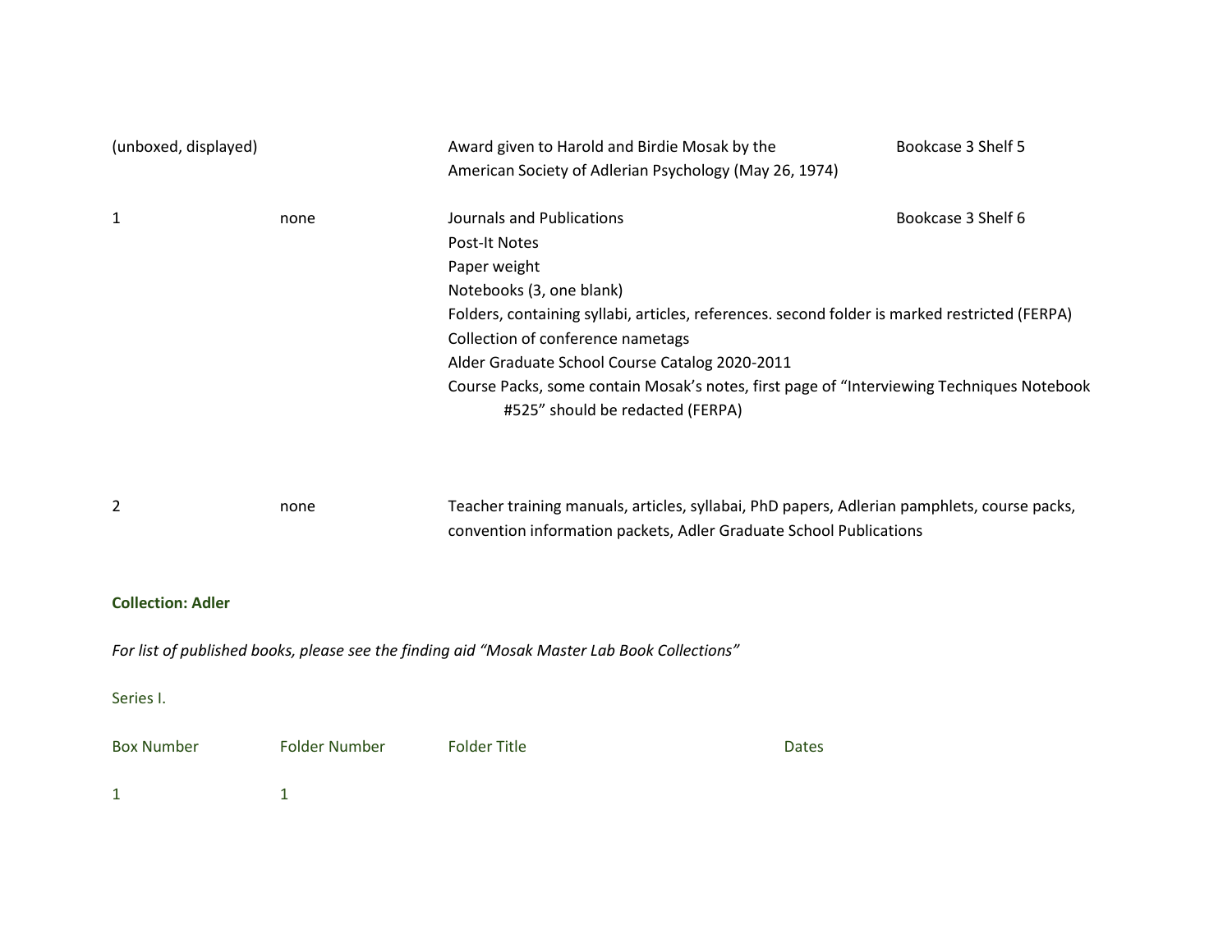| | | | |
|---|---|---|---|
| (unboxed, displayed) | | Award given to Harold and Birdie Mosak by the American Society of Adlerian Psychology (May 26, 1974) | Bookcase 3 Shelf 5 |
| 1 | none | Journals and Publications<br>Post-It Notes<br>Paper weight<br>Notebooks (3, one blank)<br>Folders, containing syllabi, articles, references. second folder is marked restricted (FERPA)<br>Collection of conference nametags<br>Alder Graduate School Course Catalog 2020-2011<br>Course Packs, some contain Mosak's notes, first page of "Interviewing Techniques Notebook #525" should be redacted (FERPA) | Bookcase 3 Shelf 6 |
| 2 | none | Teacher training manuals, articles, syllabai, PhD papers, Adlerian pamphlets, course packs, convention information packets, Adler Graduate School Publications | |

**Collection: Adler**

*For list of published books, please see the finding aid "Mosak Master Lab Book Collections"*

Series I.

| Box Number | Folder Number | Folder Title | Dates |
|---|---|---|---|
| 1 | 1 | | |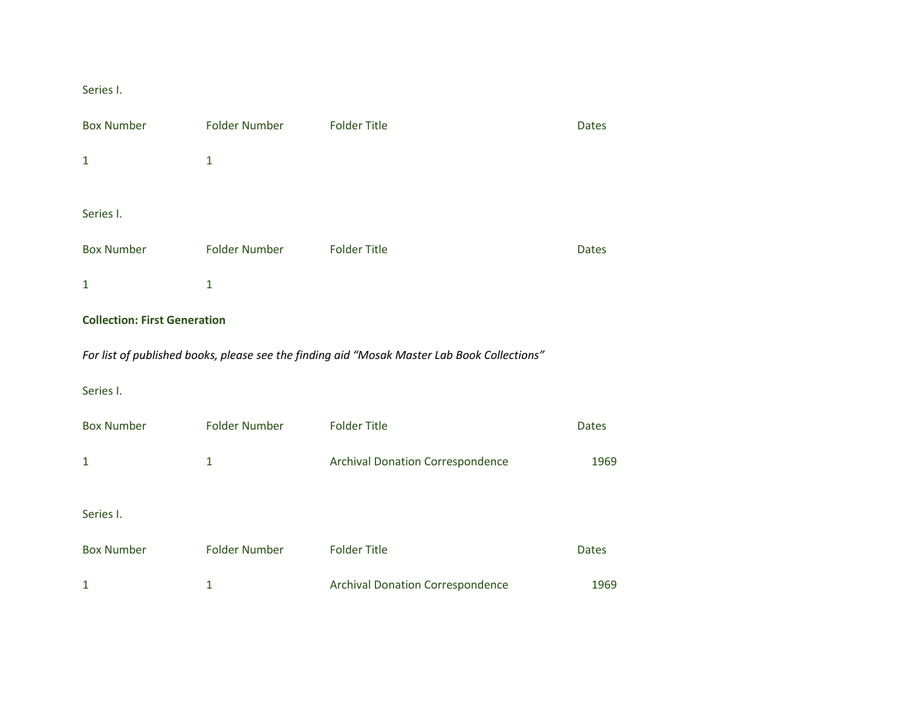Series I.

| Box Number | Folder Number | Folder Title | Dates |
|---|---|---|---|
| 1 | 1 | | |

Series I.

| Box Number | Folder Number | Folder Title | Dates |
|---|---|---|---|
| 1 | 1 | | |

**Collection: First Generation**

*For list of published books, please see the finding aid "Mosak Master Lab Book Collections"*

Series I.

| Box Number | Folder Number | Folder Title | Dates |
|---|---|---|---|
| 1 | 1 | Archival Donation Correspondence | 1969 |

Series I.

| Box Number | Folder Number | Folder Title | Dates |
|---|---|---|---|
| 1 | 1 | Archival Donation Correspondence | 1969 |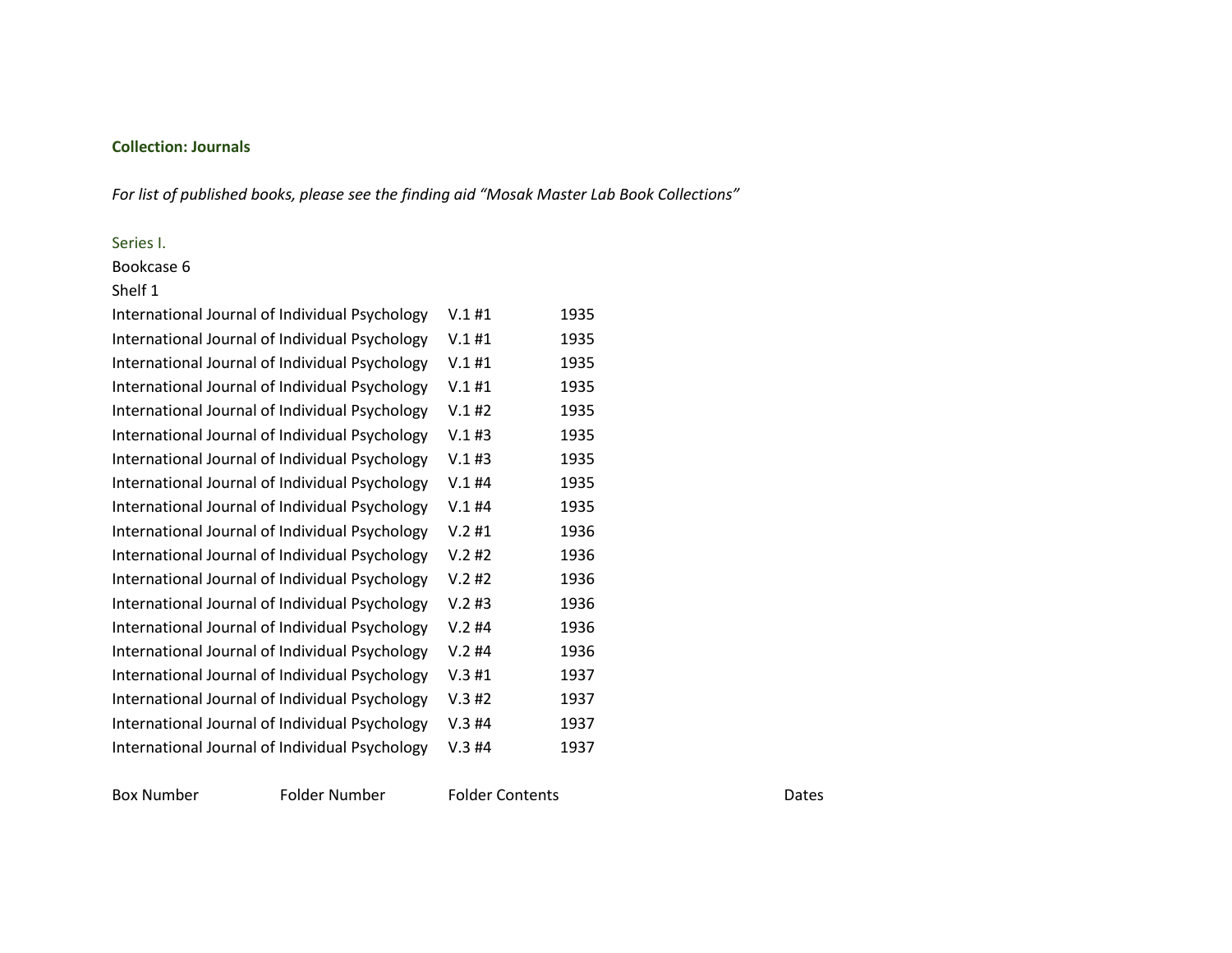**Collection: Journals**

*For list of published books, please see the finding aid "Mosak Master Lab Book Collections"*

Series I.

Bookcase 6

Shelf 1

| | | |
|---|---|---|
| International Journal of Individual Psychology | V.1 #1 | 1935 |
| International Journal of Individual Psychology | V.1 #1 | 1935 |
| International Journal of Individual Psychology | V.1 #1 | 1935 |
| International Journal of Individual Psychology | V.1 #1 | 1935 |
| International Journal of Individual Psychology | V.1 #2 | 1935 |
| International Journal of Individual Psychology | V.1 #3 | 1935 |
| International Journal of Individual Psychology | V.1 #3 | 1935 |
| International Journal of Individual Psychology | V.1 #4 | 1935 |
| International Journal of Individual Psychology | V.1 #4 | 1935 |
| International Journal of Individual Psychology | V.2 #1 | 1936 |
| International Journal of Individual Psychology | V.2 #2 | 1936 |
| International Journal of Individual Psychology | V.2 #2 | 1936 |
| International Journal of Individual Psychology | V.2 #3 | 1936 |
| International Journal of Individual Psychology | V.2 #4 | 1936 |
| International Journal of Individual Psychology | V.2 #4 | 1936 |
| International Journal of Individual Psychology | V.3 #1 | 1937 |
| International Journal of Individual Psychology | V.3 #2 | 1937 |
| International Journal of Individual Psychology | V.3 #4 | 1937 |
| International Journal of Individual Psychology | V.3 #4 | 1937 |

| Box Number | Folder Number | Folder Contents | Dates |
|---|---|---|---|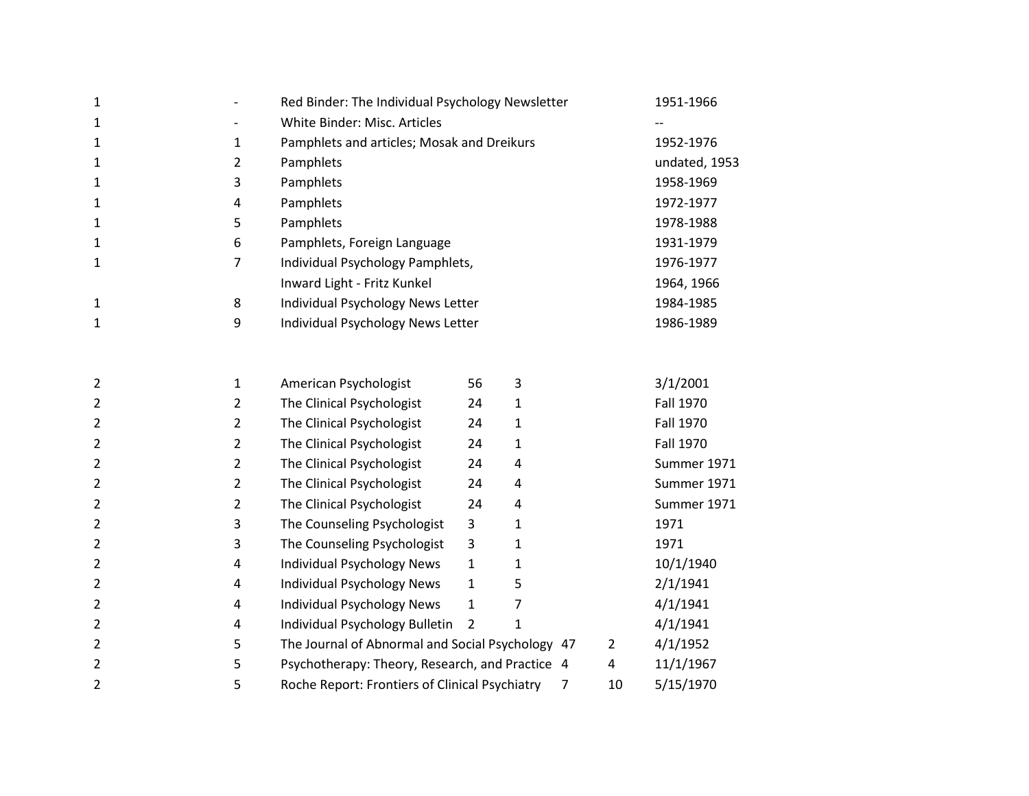| | | | | | |
|---|---|---|---|---|---|
| 1 | - | Red Binder: The Individual Psychology Newsletter | | | 1951-1966 |
| 1 | - | White Binder: Misc. Articles | | | -- |
| 1 | 1 | Pamphlets and articles; Mosak and Dreikurs | | | 1952-1976 |
| 1 | 2 | Pamphlets | | | undated, 1953 |
| 1 | 3 | Pamphlets | | | 1958-1969 |
| 1 | 4 | Pamphlets | | | 1972-1977 |
| 1 | 5 | Pamphlets | | | 1978-1988 |
| 1 | 6 | Pamphlets, Foreign Language | | | 1931-1979 |
| 1 | 7 | Individual Psychology Pamphlets, | | | 1976-1977 |
| | | Inward Light - Fritz Kunkel | | | 1964, 1966 |
| 1 | 8 | Individual Psychology News Letter | | | 1984-1985 |
| 1 | 9 | Individual Psychology News Letter | | | 1986-1989 |
| | | | | | |
| 2 | 1 | American Psychologist | 56 | 3 | 3/1/2001 |
| 2 | 2 | The Clinical Psychologist | 24 | 1 | Fall 1970 |
| 2 | 2 | The Clinical Psychologist | 24 | 1 | Fall 1970 |
| 2 | 2 | The Clinical Psychologist | 24 | 1 | Fall 1970 |
| 2 | 2 | The Clinical Psychologist | 24 | 4 | Summer 1971 |
| 2 | 2 | The Clinical Psychologist | 24 | 4 | Summer 1971 |
| 2 | 2 | The Clinical Psychologist | 24 | 4 | Summer 1971 |
| 2 | 3 | The Counseling Psychologist | 3 | 1 | 1971 |
| 2 | 3 | The Counseling Psychologist | 3 | 1 | 1971 |
| 2 | 4 | Individual Psychology News | 1 | 1 | 10/1/1940 |
| 2 | 4 | Individual Psychology News | 1 | 5 | 2/1/1941 |
| 2 | 4 | Individual Psychology News | 1 | 7 | 4/1/1941 |
| 2 | 4 | Individual Psychology Bulletin | 2 | 1 | 4/1/1941 |
| 2 | 5 | The Journal of Abnormal and Social Psychology | 47 | 2 | 4/1/1952 |
| 2 | 5 | Psychotherapy: Theory, Research, and Practice | 4 | 4 | 11/1/1967 |
| 2 | 5 | Roche Report: Frontiers of Clinical Psychiatry | 7 | 10 | 5/15/1970 |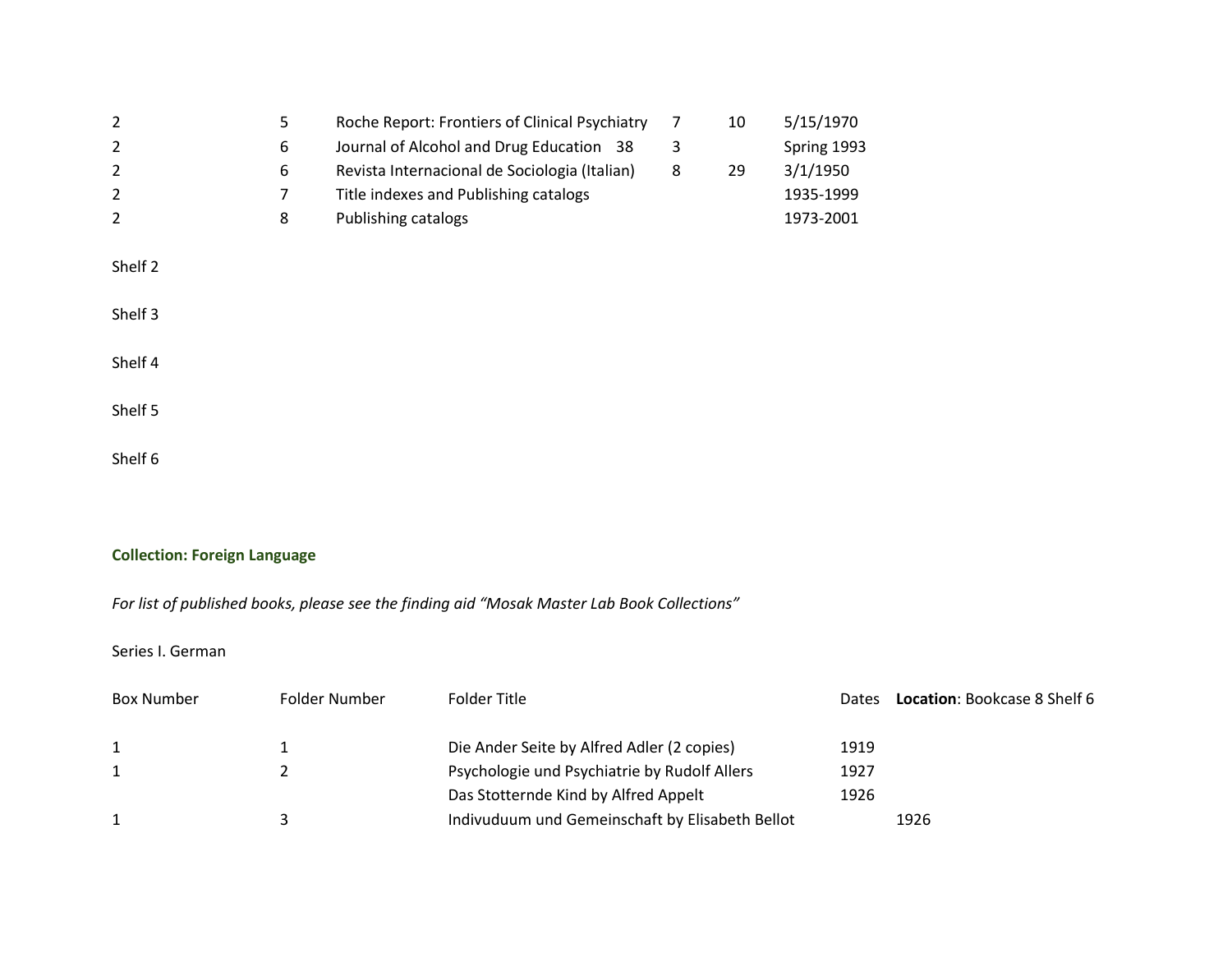| | | | | | |
|---|---|---|---|---|---|
| 2 | 5 | Roche Report: Frontiers of Clinical Psychiatry | 7 | 10 | 5/15/1970 |
| 2 | 6 | Journal of Alcohol and Drug Education 38 | 3 | | Spring 1993 |
| 2 | 6 | Revista Internacional de Sociologia (Italian) | 8 | 29 | 3/1/1950 |
| 2 | 7 | Title indexes and Publishing catalogs | | | 1935-1999 |
| 2 | 8 | Publishing catalogs | | | 1973-2001 |

Shelf 2

Shelf 3

Shelf 4

Shelf 5

Shelf 6

**Collection: Foreign Language**

*For list of published books, please see the finding aid "Mosak Master Lab Book Collections"*

Series I. German

| Box Number | Folder Number | Folder Title | Dates | **Location**: Bookcase 8 Shelf 6 |
|---|---|---|---|---|
| 1 | 1 | Die Ander Seite by Alfred Adler (2 copies) | 1919 | |
| 1 | 2 | Psychologie und Psychiatrie by Rudolf Allers | 1927 | |
| | | Das Stotternde Kind by Alfred Appelt | 1926 | |
| 1 | 3 | Indivuduum und Gemeinschaft by Elisabeth Bellot | | 1926 |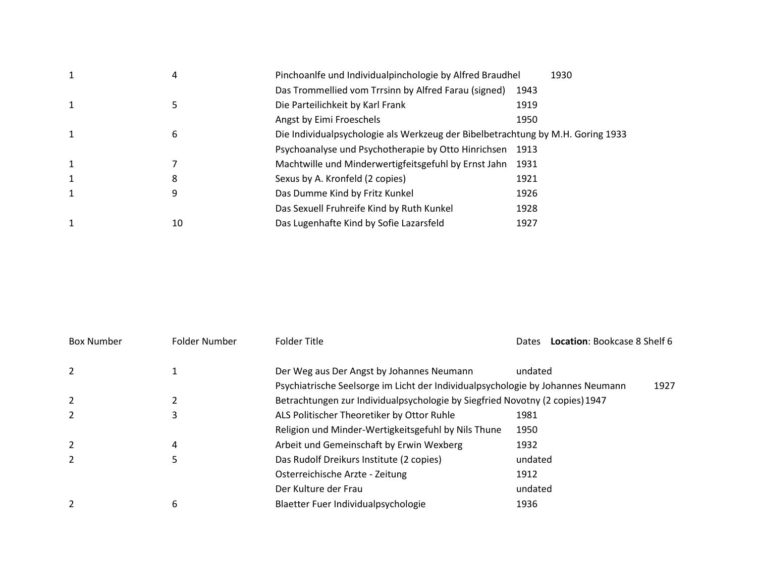| | | | |
|---|---|---|---|
| 1 | 4 | Pinchoanlfe und Individualpinchologie by Alfred Braudhel | 1930 |
| | | Das Trommellied vom Trrsinn by Alfred Farau (signed) | 1943 |
| 1 | 5 | Die Parteilichkeit by Karl Frank | 1919 |
| | | Angst by Eimi Froeschels | 1950 |
| 1 | 6 | Die Individualpsychologie als Werkzeug der Bibelbetrachtung by M.H. Goring | 1933 |
| | | Psychoanalyse und Psychotherapie by Otto Hinrichsen | 1913 |
| 1 | 7 | Machtwille und Minderwertigfeitsgefuhl by Ernst Jahn | 1931 |
| 1 | 8 | Sexus by A. Kronfeld (2 copies) | 1921 |
| 1 | 9 | Das Dumme Kind by Fritz Kunkel | 1926 |
| | | Das Sexuell Fruhreife Kind by Ruth Kunkel | 1928 |
| 1 | 10 | Das Lugenhafte Kind by Sofie Lazarsfeld | 1927 |

**Location**: Bookcase 8 Shelf 6

| Box Number | Folder Number | Folder Title | Dates |
|---|---|---|---|
| 2 | 1 | Der Weg aus Der Angst by Johannes Neumann | undated |
| | | Psychiatrische Seelsorge im Licht der Individualpsychologie by Johannes Neumann | 1927 |
| 2 | 2 | Betrachtungen zur Individualpsychologie by Siegfried Novotny (2 copies) | 1947 |
| 2 | 3 | ALS Politischer Theoretiker by Ottor Ruhle | 1981 |
| | | Religion und Minder-Wertigkeitsgefuhl by Nils Thune | 1950 |
| 2 | 4 | Arbeit und Gemeinschaft by Erwin Wexberg | 1932 |
| 2 | 5 | Das Rudolf Dreikurs Institute (2 copies) | undated |
| | | Osterreichische Arzte - Zeitung | 1912 |
| | | Der Kulture der Frau | undated |
| 2 | 6 | Blaetter Fuer Individualpsychologie | 1936 |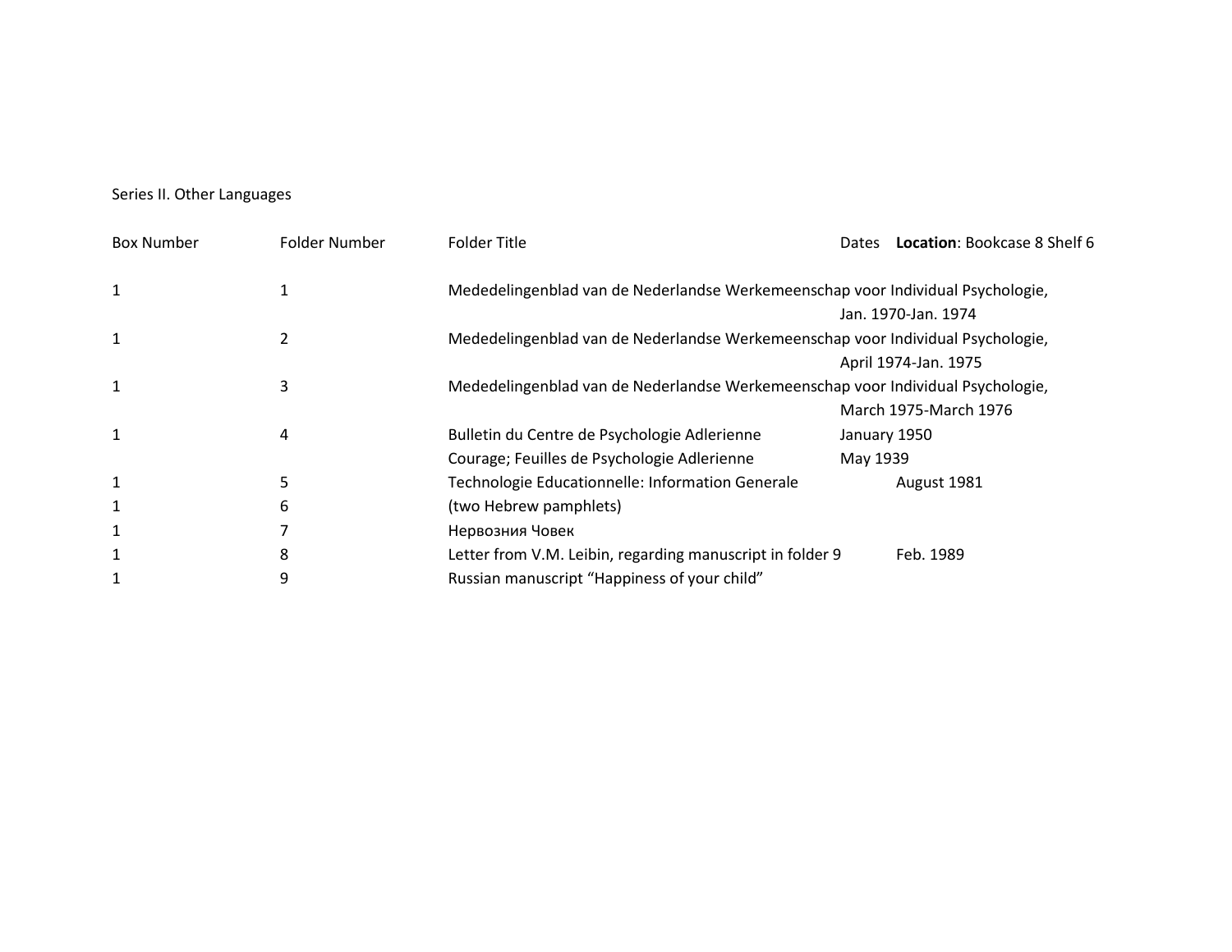Series II. Other Languages

| Box Number | Folder Number | Folder Title | Dates | **Location**: Bookcase 8 Shelf 6 |
|---|---|---|---|---|
| 1 | 1 | Mededelingenblad van de Nederlandse Werkemeenschap voor Individual Psychologie, | Jan. 1970-Jan. 1974 | |
| 1 | 2 | Mededelingenblad van de Nederlandse Werkemeenschap voor Individual Psychologie, | April 1974-Jan. 1975 | |
| 1 | 3 | Mededelingenblad van de Nederlandse Werkemeenschap voor Individual Psychologie, | March 1975-March 1976 | |
| 1 | 4 | Bulletin du Centre de Psychologie Adlerienne | January 1950 | |
| | | Courage; Feuilles de Psychologie Adlerienne | May 1939 | |
| 1 | 5 | Technologie Educationnelle: Information Generale | | August 1981 |
| 1 | 6 | (two Hebrew pamphlets) | | |
| 1 | 7 | Нервозния Човек | | |
| 1 | 8 | Letter from V.M. Leibin, regarding manuscript in folder 9 | | Feb. 1989 |
| 1 | 9 | Russian manuscript “Happiness of your child” | | |